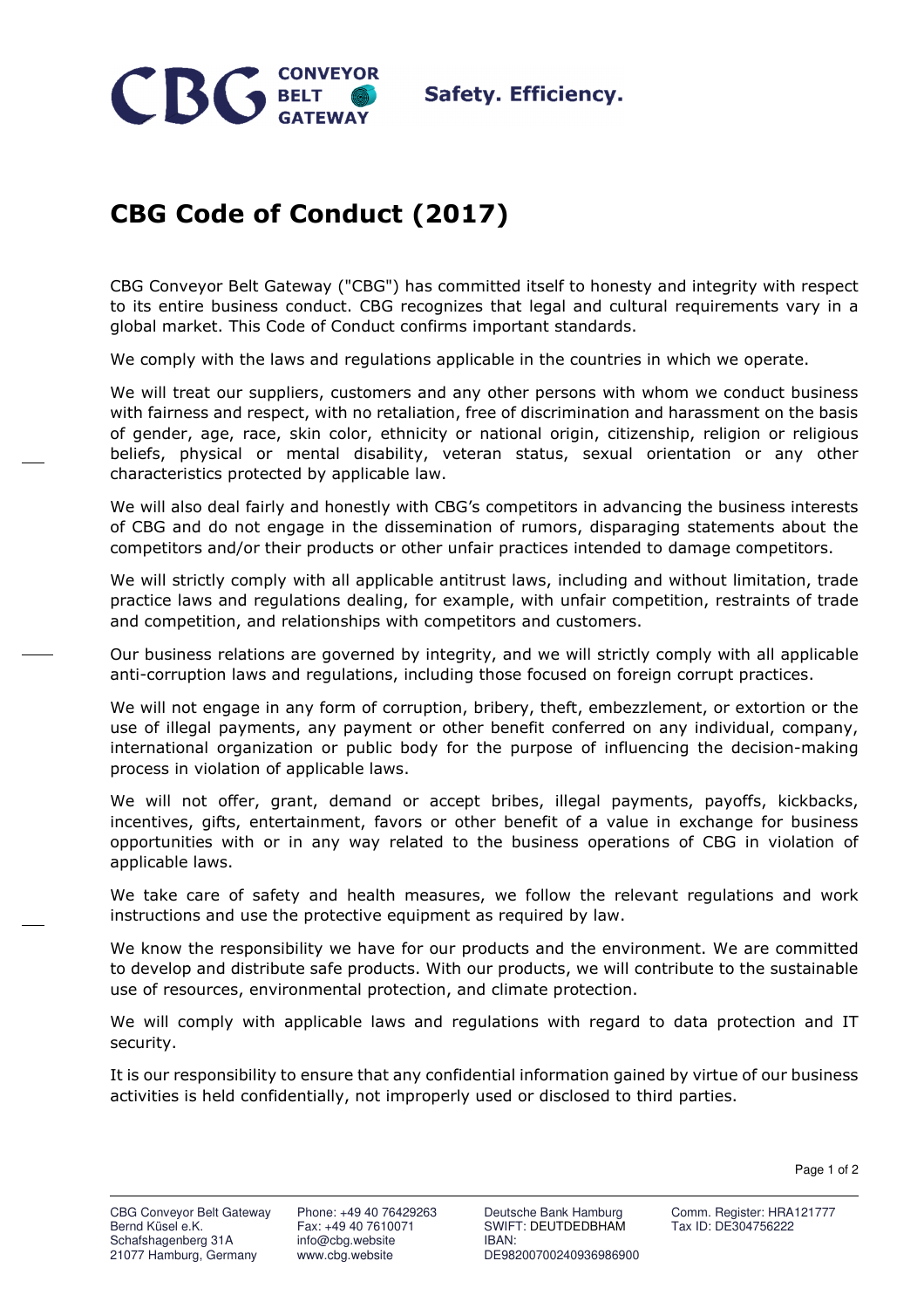# CBG Code of Conduct (2017)

CBG Conveyor Belt Gateway ("CBG") has committed itself to honesty and integrity with respect to its entire business conduct. CBG recognizes that legal and cultural requirements vary in a global market. This Code of Conduct confirms important standards.

We comply with the laws and regulations applicable in the countries in which we operate.

We will treat our suppliers, customers and any other persons with whom we conduct business with fairness and respect, with no retaliation, free of discrimination and harassment on the basis of gender, age, race, skin color, ethnicity or national origin, citizenship, religion or religious beliefs, physical or mental disability, veteran status, sexual orientation or any other characteristics protected by applicable law.

We will also deal fairly and honestly with CBG's competitors in advancing the business interests of CBG and do not engage in the dissemination of rumors, disparaging statements about the competitors and/or their products or other unfair practices intended to damage competitors.

We will strictly comply with all applicable antitrust laws, including and without limitation, trade practice laws and regulations dealing, for example, with unfair competition, restraints of trade and competition, and relationships with competitors and customers.

Our business relations are governed by integrity, and we will strictly comply with all applicable anti-corruption laws and regulations, including those focused on foreign corrupt practices.

We will not engage in any form of corruption, bribery, theft, embezzlement, or extortion or the use of illegal payments, any payment or other benefit conferred on any individual, company, international organization or public body for the purpose of influencing the decision-making process in violation of applicable laws.

We will not offer, grant, demand or accept bribes, illegal payments, payoffs, kickbacks, incentives, gifts, entertainment, favors or other benefit of a value in exchange for business opportunities with or in any way related to the business operations of CBG in violation of applicable laws.

We take care of safety and health measures, we follow the relevant regulations and work instructions and use the protective equipment as required by law.

We know the responsibility we have for our products and the environment. We are committed to develop and distribute safe products. With our products, we will contribute to the sustainable use of resources, environmental protection, and climate protection.

We will comply with applicable laws and regulations with regard to data protection and IT security.

It is our responsibility to ensure that any confidential information gained by virtue of our business activities is held confidentially, not improperly used or disclosed to third parties.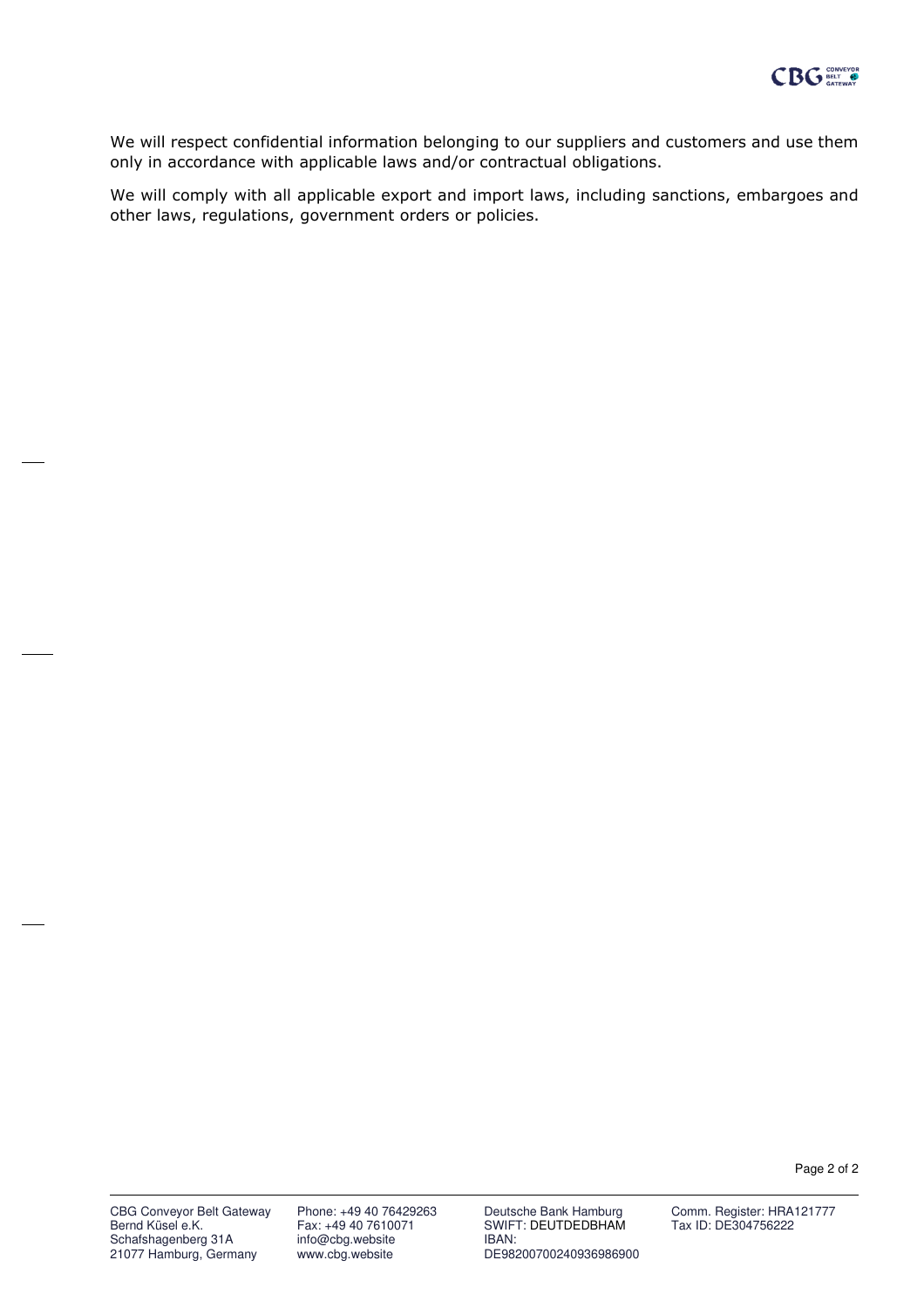We will respect confidential information belonging to our suppliers and customers and use them only in accordance with applicable laws and/or contractual obligations.

We will comply with all applicable export and import laws, including sanctions, embargoes and other laws, regulations, government orders or policies.